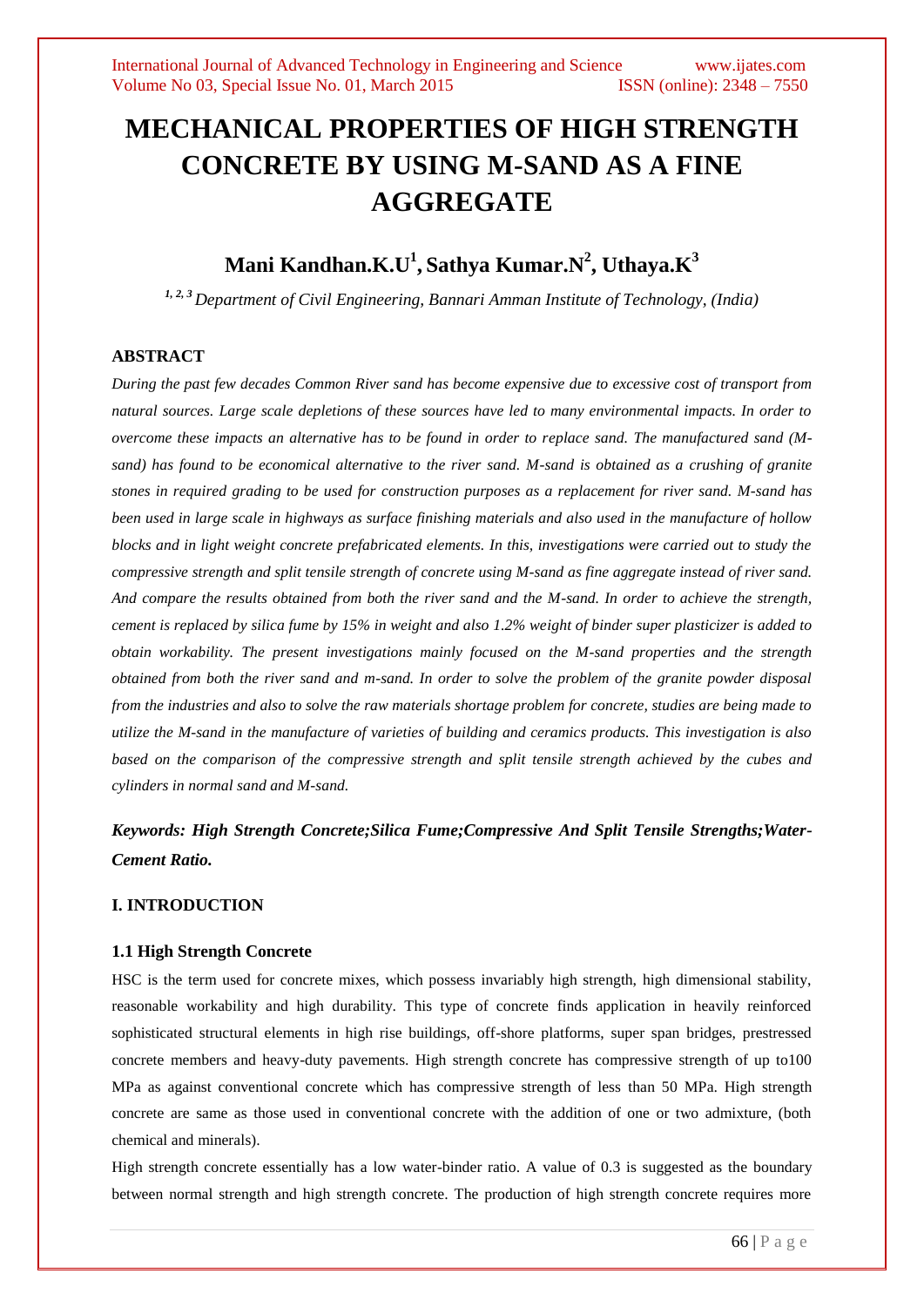# MECHANICAL PROPERTIES OF HIGH STRENGTH CONCRETE BY USING M-SAND AS A FINE AGGREGATE

**Mani Kandhan.K.U[1], Sathya Kumar.N[2], Uthaya.K[3]**

[1, 2, 3] *Department of Civil Engineering, Bannari Amman Institute of Technology, (India)*

## ABSTRACT

*During the past few decades Common River sand has become expensive due to excessive cost of transport from natural sources. Large scale depletions of these sources have led to many environmental impacts. In order to overcome these impacts an alternative has to be found in order to replace sand. The manufactured sand (M-sand) has found to be economical alternative to the river sand. M-sand is obtained as a crushing of granite stones in required grading to be used for construction purposes as a replacement for river sand. M-sand has been used in large scale in highways as surface finishing materials and also used in the manufacture of hollow blocks and in light weight concrete prefabricated elements. In this, investigations were carried out to study the compressive strength and split tensile strength of concrete using M-sand as fine aggregate instead of river sand. And compare the results obtained from both the river sand and the M-sand. In order to achieve the strength, cement is replaced by silica fume by 15% in weight and also 1.2% weight of binder super plasticizer is added to obtain workability. The present investigations mainly focused on the M-sand properties and the strength obtained from both the river sand and m-sand. In order to solve the problem of the granite powder disposal from the industries and also to solve the raw materials shortage problem for concrete, studies are being made to utilize the M-sand in the manufacture of varieties of building and ceramics products. This investigation is also based on the comparison of the compressive strength and split tensile strength achieved by the cubes and cylinders in normal sand and M-sand.*

***Keywords: High Strength Concrete;Silica Fume;Compressive And Split Tensile Strengths;Water-Cement Ratio.***

## I. INTRODUCTION

### 1.1 High Strength Concrete

HSC is the term used for concrete mixes, which possess invariably high strength, high dimensional stability, reasonable workability and high durability. This type of concrete finds application in heavily reinforced sophisticated structural elements in high rise buildings, off-shore platforms, super span bridges, prestressed concrete members and heavy-duty pavements. High strength concrete has compressive strength of up to100 MPa as against conventional concrete which has compressive strength of less than 50 MPa. High strength concrete are same as those used in conventional concrete with the addition of one or two admixture, (both chemical and minerals).

High strength concrete essentially has a low water-binder ratio. A value of 0.3 is suggested as the boundary between normal strength and high strength concrete. The production of high strength concrete requires more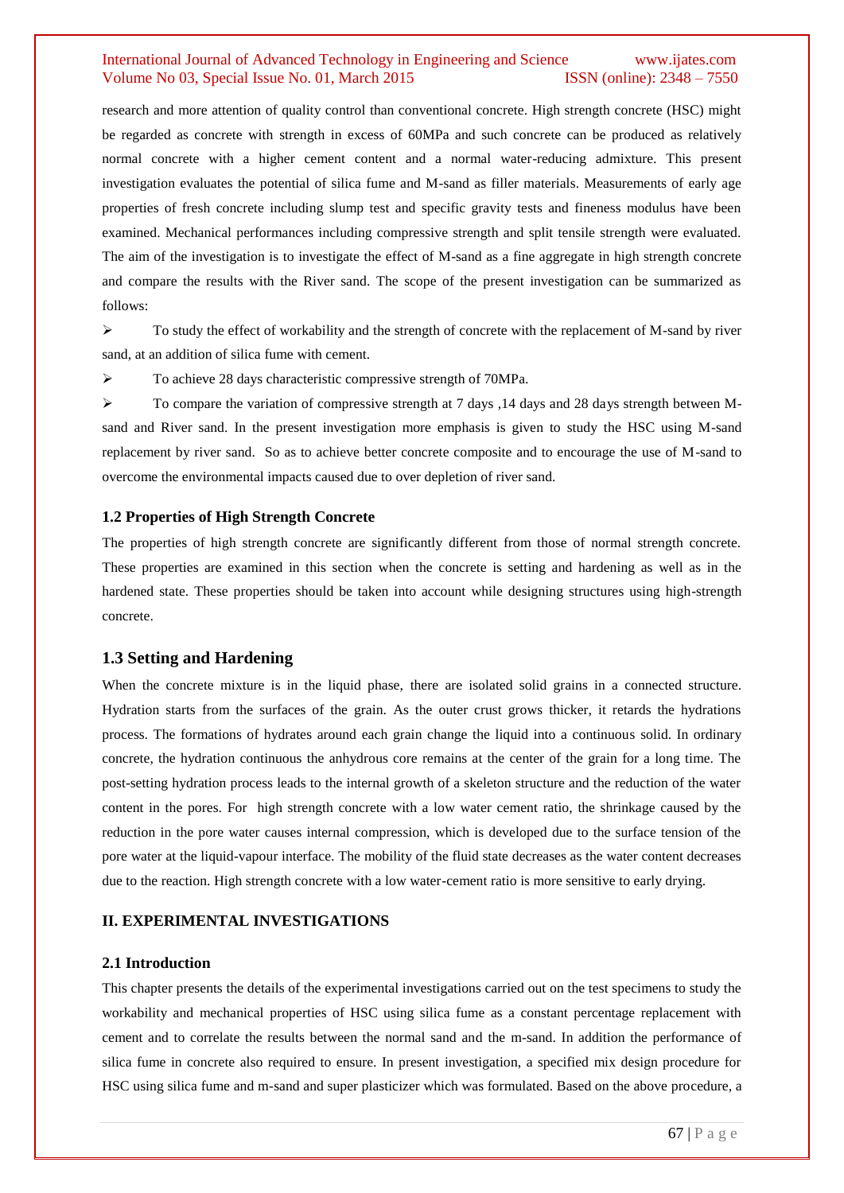research and more attention of quality control than conventional concrete. High strength concrete (HSC) might be regarded as concrete with strength in excess of 60MPa and such concrete can be produced as relatively normal concrete with a higher cement content and a normal water-reducing admixture. This present investigation evaluates the potential of silica fume and M-sand as filler materials. Measurements of early age properties of fresh concrete including slump test and specific gravity tests and fineness modulus have been examined. Mechanical performances including compressive strength and split tensile strength were evaluated. The aim of the investigation is to investigate the effect of M-sand as a fine aggregate in high strength concrete and compare the results with the River sand. The scope of the present investigation can be summarized as follows:

- To study the effect of workability and the strength of concrete with the replacement of M-sand by river sand, at an addition of silica fume with cement.
- To achieve 28 days characteristic compressive strength of 70MPa.
- To compare the variation of compressive strength at 7 days ,14 days and 28 days strength between M-sand and River sand. In the present investigation more emphasis is given to study the HSC using M-sand replacement by river sand. So as to achieve better concrete composite and to encourage the use of M-sand to overcome the environmental impacts caused due to over depletion of river sand.

### 1.2 Properties of High Strength Concrete

The properties of high strength concrete are significantly different from those of normal strength concrete. These properties are examined in this section when the concrete is setting and hardening as well as in the hardened state. These properties should be taken into account while designing structures using high-strength concrete.

### 1.3 Setting and Hardening

When the concrete mixture is in the liquid phase, there are isolated solid grains in a connected structure. Hydration starts from the surfaces of the grain. As the outer crust grows thicker, it retards the hydrations process. The formations of hydrates around each grain change the liquid into a continuous solid. In ordinary concrete, the hydration continuous the anhydrous core remains at the center of the grain for a long time. The post-setting hydration process leads to the internal growth of a skeleton structure and the reduction of the water content in the pores. For high strength concrete with a low water cement ratio, the shrinkage caused by the reduction in the pore water causes internal compression, which is developed due to the surface tension of the pore water at the liquid-vapour interface. The mobility of the fluid state decreases as the water content decreases due to the reaction. High strength concrete with a low water-cement ratio is more sensitive to early drying.

## II. EXPERIMENTAL INVESTIGATIONS

### 2.1 Introduction

This chapter presents the details of the experimental investigations carried out on the test specimens to study the workability and mechanical properties of HSC using silica fume as a constant percentage replacement with cement and to correlate the results between the normal sand and the m-sand. In addition the performance of silica fume in concrete also required to ensure. In present investigation, a specified mix design procedure for HSC using silica fume and m-sand and super plasticizer which was formulated. Based on the above procedure, a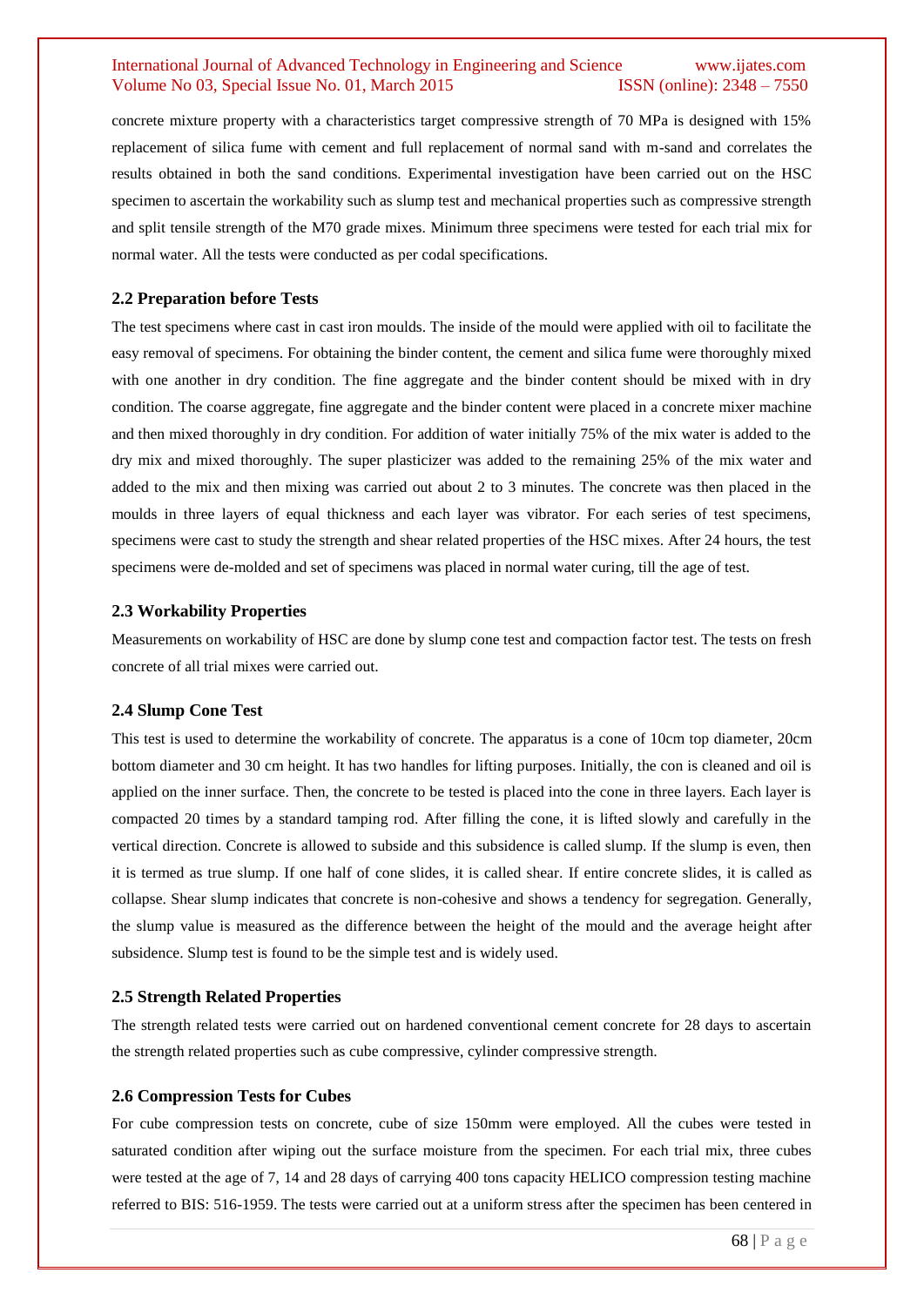concrete mixture property with a characteristics target compressive strength of 70 MPa is designed with 15% replacement of silica fume with cement and full replacement of normal sand with m-sand and correlates the results obtained in both the sand conditions. Experimental investigation have been carried out on the HSC specimen to ascertain the workability such as slump test and mechanical properties such as compressive strength and split tensile strength of the M70 grade mixes. Minimum three specimens were tested for each trial mix for normal water. All the tests were conducted as per codal specifications.

### 2.2 Preparation before Tests

The test specimens where cast in cast iron moulds. The inside of the mould were applied with oil to facilitate the easy removal of specimens. For obtaining the binder content, the cement and silica fume were thoroughly mixed with one another in dry condition. The fine aggregate and the binder content should be mixed with in dry condition. The coarse aggregate, fine aggregate and the binder content were placed in a concrete mixer machine and then mixed thoroughly in dry condition. For addition of water initially 75% of the mix water is added to the dry mix and mixed thoroughly. The super plasticizer was added to the remaining 25% of the mix water and added to the mix and then mixing was carried out about 2 to 3 minutes. The concrete was then placed in the moulds in three layers of equal thickness and each layer was vibrator. For each series of test specimens, specimens were cast to study the strength and shear related properties of the HSC mixes. After 24 hours, the test specimens were de-molded and set of specimens was placed in normal water curing, till the age of test.

### 2.3 Workability Properties

Measurements on workability of HSC are done by slump cone test and compaction factor test. The tests on fresh concrete of all trial mixes were carried out.

### 2.4 Slump Cone Test

This test is used to determine the workability of concrete. The apparatus is a cone of 10cm top diameter, 20cm bottom diameter and 30 cm height. It has two handles for lifting purposes. Initially, the con is cleaned and oil is applied on the inner surface. Then, the concrete to be tested is placed into the cone in three layers. Each layer is compacted 20 times by a standard tamping rod. After filling the cone, it is lifted slowly and carefully in the vertical direction. Concrete is allowed to subside and this subsidence is called slump. If the slump is even, then it is termed as true slump. If one half of cone slides, it is called shear. If entire concrete slides, it is called as collapse. Shear slump indicates that concrete is non-cohesive and shows a tendency for segregation. Generally, the slump value is measured as the difference between the height of the mould and the average height after subsidence. Slump test is found to be the simple test and is widely used.

### 2.5 Strength Related Properties

The strength related tests were carried out on hardened conventional cement concrete for 28 days to ascertain the strength related properties such as cube compressive, cylinder compressive strength.

### 2.6 Compression Tests for Cubes

For cube compression tests on concrete, cube of size 150mm were employed. All the cubes were tested in saturated condition after wiping out the surface moisture from the specimen. For each trial mix, three cubes were tested at the age of 7, 14 and 28 days of carrying 400 tons capacity HELICO compression testing machine referred to BIS: 516-1959. The tests were carried out at a uniform stress after the specimen has been centered in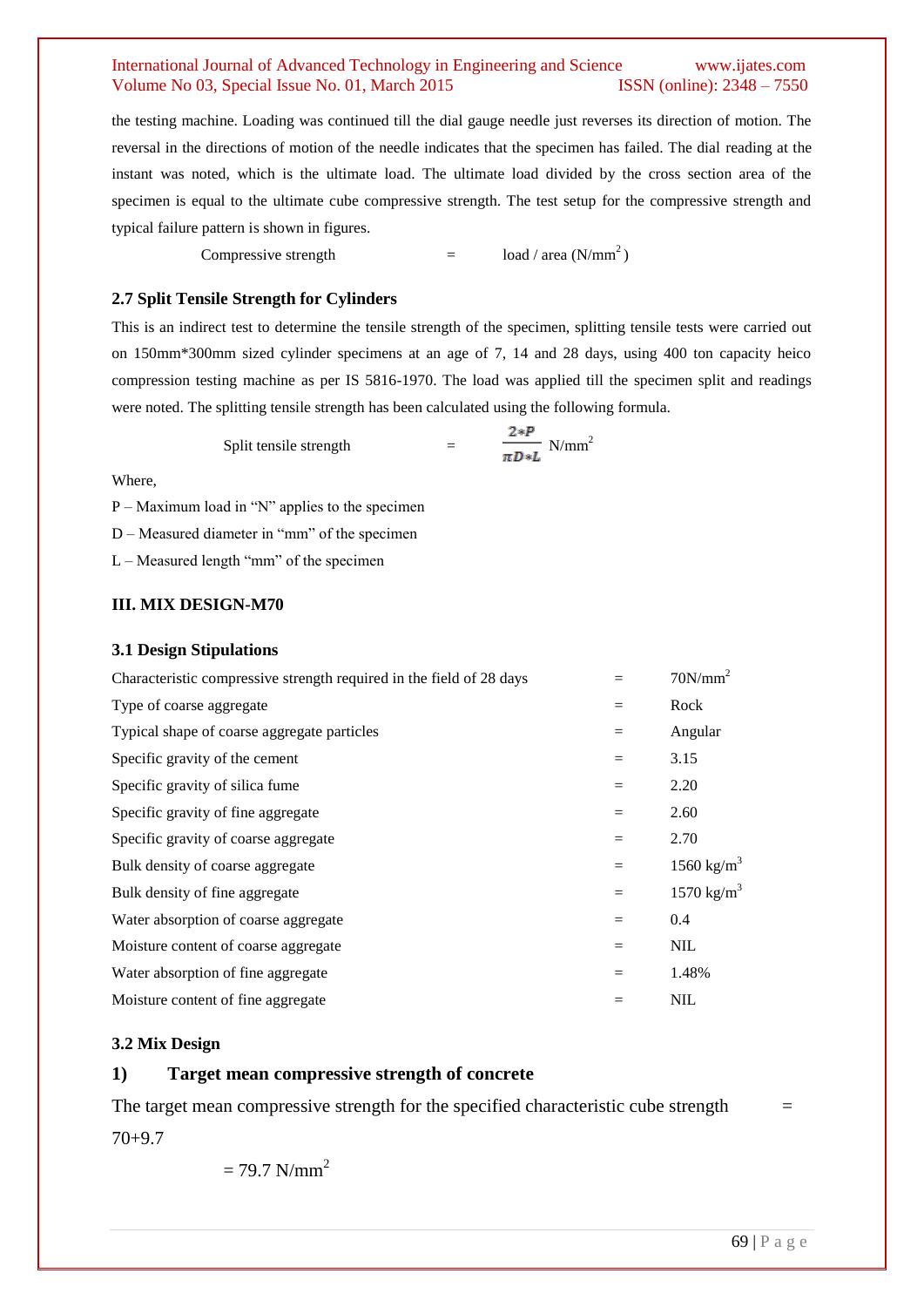the testing machine. Loading was continued till the dial gauge needle just reverses its direction of motion. The reversal in the directions of motion of the needle indicates that the specimen has failed. The dial reading at the instant was noted, which is the ultimate load. The ultimate load divided by the cross section area of the specimen is equal to the ultimate cube compressive strength. The test setup for the compressive strength and typical failure pattern is shown in figures.

Compressive strength = load / area ($N/mm^2$)

### 2.7 Split Tensile Strength for Cylinders

This is an indirect test to determine the tensile strength of the specimen, splitting tensile tests were carried out on 150mm*300mm sized cylinder specimens at an age of 7, 14 and 28 days, using 400 ton capacity heico compression testing machine as per IS 5816-1970. The load was applied till the specimen split and readings were noted. The splitting tensile strength has been calculated using the following formula.

$$\text{Split tensile strength} = \frac{2*P}{\pi D*L} \ N/mm^2$$

Where,

P – Maximum load in "N" applies to the specimen

D – Measured diameter in "mm" of the specimen

L – Measured length "mm" of the specimen

## III. MIX DESIGN-M70

### 3.1 Design Stipulations

| | | |
|---|---|---|
| Characteristic compressive strength required in the field of 28 days | = | $70N/mm^2$ |
| Type of coarse aggregate | = | Rock |
| Typical shape of coarse aggregate particles | = | Angular |
| Specific gravity of the cement | = | 3.15 |
| Specific gravity of silica fume | = | 2.20 |
| Specific gravity of fine aggregate | = | 2.60 |
| Specific gravity of coarse aggregate | = | 2.70 |
| Bulk density of coarse aggregate | = | $1560 kg/m^3$ |
| Bulk density of fine aggregate | = | $1570 kg/m^3$ |
| Water absorption of coarse aggregate | = | 0.4 |
| Moisture content of coarse aggregate | = | NIL |
| Water absorption of fine aggregate | = | 1.48% |
| Moisture content of fine aggregate | = | NIL |

### 3.2 Mix Design

#### 1) Target mean compressive strength of concrete

The target mean compressive strength for the specified characteristic cube strength = 70+9.7

= 79.7 $N/mm^2$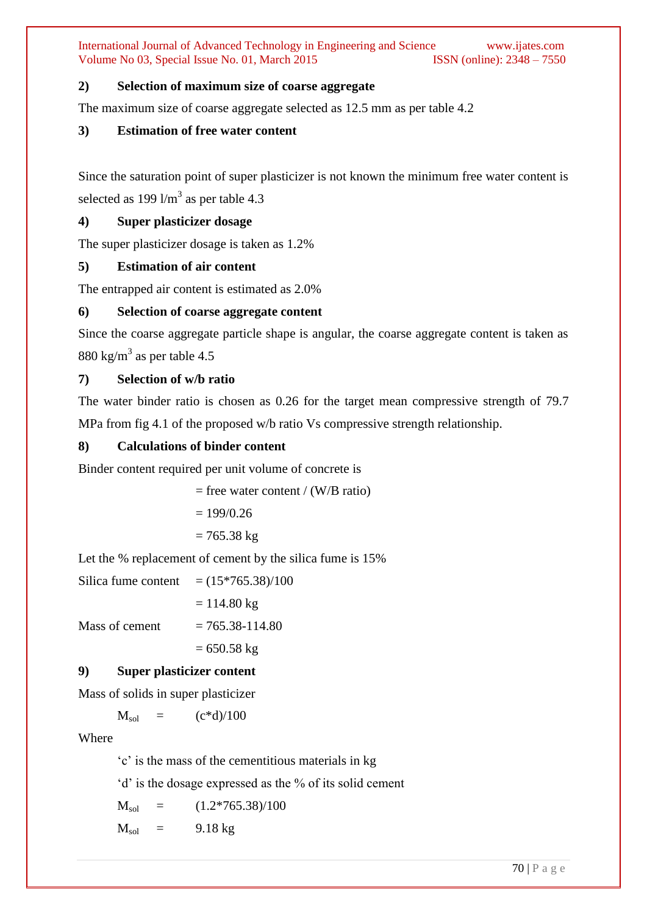**2) Selection of maximum size of coarse aggregate**

The maximum size of coarse aggregate selected as 12.5 mm as per table 4.2

**3) Estimation of free water content**

Since the saturation point of super plasticizer is not known the minimum free water content is selected as 199 $l/m^3$ as per table 4.3

**4) Super plasticizer dosage**

The super plasticizer dosage is taken as 1.2%

**5) Estimation of air content**

The entrapped air content is estimated as 2.0%

**6) Selection of coarse aggregate content**

Since the coarse aggregate particle shape is angular, the coarse aggregate content is taken as 880 $kg/m^3$ as per table 4.5

**7) Selection of w/b ratio**

The water binder ratio is chosen as 0.26 for the target mean compressive strength of 79.7 MPa from fig 4.1 of the proposed w/b ratio Vs compressive strength relationship.

**8) Calculations of binder content**

Binder content required per unit volume of concrete is

= free water content / (W/B ratio)

= 199/0.26

= 765.38 kg

Let the % replacement of cement by the silica fume is 15%

Silica fume content = (15*765.38)/100

= 114.80 kg

Mass of cement = 765.38-114.80

= 650.58 kg

**9) Super plasticizer content**

Mass of solids in super plasticizer

$M_{sol}$ = (c*d)/100

Where

'c' is the mass of the cementitious materials in kg

'd' is the dosage expressed as the % of its solid cement

$M_{sol}$ = (1.2*765.38)/100

$M_{sol}$ = 9.18 kg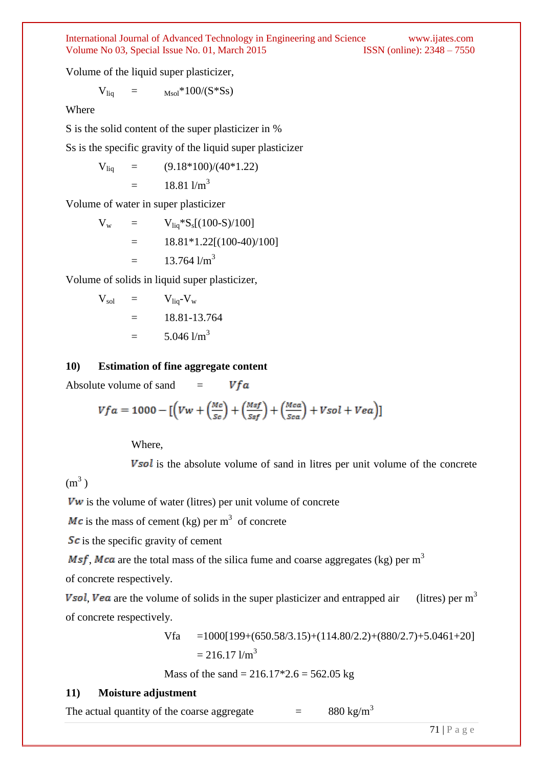Volume of the liquid super plasticizer,

$$V_{liq} = {}_{Msol}*100/(S*Ss)$$

Where

S is the solid content of the super plasticizer in %

Ss is the specific gravity of the liquid super plasticizer

$$V_{liq} = (9.18*100)/(40*1.22)$$
$$= 18.81 \text{ l/m}^3$$

Volume of water in super plasticizer

$$V_w = V_{liq}*S_s[(100\text{-}S)/100]$$
$$= 18.81*1.22[(100\text{-}40)/100]$$
$$= 13.764 \text{ l/m}^3$$

Volume of solids in liquid super plasticizer,

$$V_{sol} = V_{liq}\text{-}V_w$$
$$= 18.81\text{-}13.764$$
$$= 5.046 \text{ l/m}^3$$

**10) Estimation of fine aggregate content**

Absolute volume of sand = $Vfa$

$$Vfa = 1000 - \left[\left(Vw + \left(\frac{Mc}{Sc}\right) + \left(\frac{Msf}{Ssf}\right) + \left(\frac{Mca}{Sca}\right) + Vsol + Vea\right)\right]$$

Where,

$Vsol$ is the absolute volume of sand in litres per unit volume of the concrete ($m^3$ )

$Vw$ is the volume of water (litres) per unit volume of concrete

$Mc$ is the mass of cement (kg) per $m^3$ of concrete

$Sc$ is the specific gravity of cement

$Msf$, $Mca$ are the total mass of the silica fume and coarse aggregates (kg) per $m^3$ of concrete respectively.

$Vsol$, $Vea$ are the volume of solids in the super plasticizer and entrapped air (litres) per $m^3$ of concrete respectively.

$$Vfa = 1000[199+(650.58/3.15)+(114.80/2.2)+(880/2.7)+5.0461+20]$$
$$= 216.17 \text{ l/m}^3$$

Mass of the sand = 216.17*2.6 = 562.05 kg

**11) Moisture adjustment**

The actual quantity of the coarse aggregate = 880 $kg/m^3$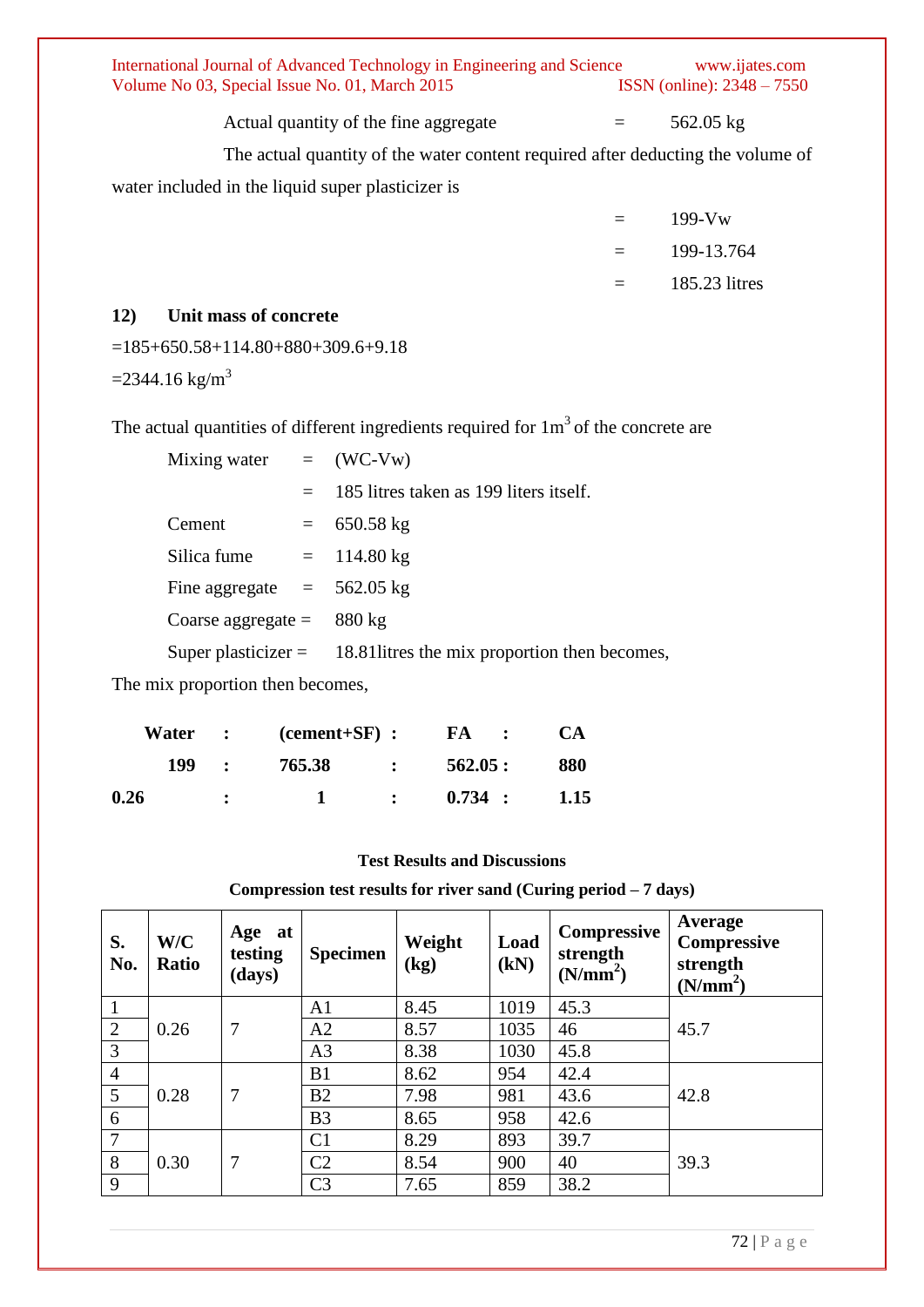Actual quantity of the fine aggregate = 562.05 kg

The actual quantity of the water content required after deducting the volume of water included in the liquid super plasticizer is

= 199-Vw

= 199-13.764

= 185.23 litres

**12) Unit mass of concrete**

=185+650.58+114.80+880+309.6+9.18

=2344.16 kg/m$^3$

The actual quantities of different ingredients required for 1m$^3$ of the concrete are

Mixing water = (WC-Vw)

= 185 litres taken as 199 liters itself.

Cement = 650.58 kg

Silica fume = 114.80 kg

Fine aggregate = 562.05 kg

Coarse aggregate = 880 kg

Super plasticizer = 18.81litres the mix proportion then becomes,

The mix proportion then becomes,

| **Water** | : | **(cement+SF)** | : | **FA** | : | **CA** |
|---|---|---|---|---|---|---|
| **199** | : | **765.38** | : | **562.05** | : | **880** |
| **0.26** | : | **1** | : | **0.734** | : | **1.15** |

**Test Results and Discussions**

**Compression test results for river sand (Curing period – 7 days)**

| S. No. | W/C Ratio | Age at testing (days) | Specimen | Weight (kg) | Load (kN) | Compressive strength (N/mm$^2$) | Average Compressive strength (N/mm$^2$) |
|---|---|---|---|---|---|---|---|
| 1 | 0.26 | 7 | A1 | 8.45 | 1019 | 45.3 | 45.7 |
| 2 | | | A2 | 8.57 | 1035 | 46 | |
| 3 | | | A3 | 8.38 | 1030 | 45.8 | |
| 4 | 0.28 | 7 | B1 | 8.62 | 954 | 42.4 | 42.8 |
| 5 | | | B2 | 7.98 | 981 | 43.6 | |
| 6 | | | B3 | 8.65 | 958 | 42.6 | |
| 7 | 0.30 | 7 | C1 | 8.29 | 893 | 39.7 | 39.3 |
| 8 | | | C2 | 8.54 | 900 | 40 | |
| 9 | | | C3 | 7.65 | 859 | 38.2 | |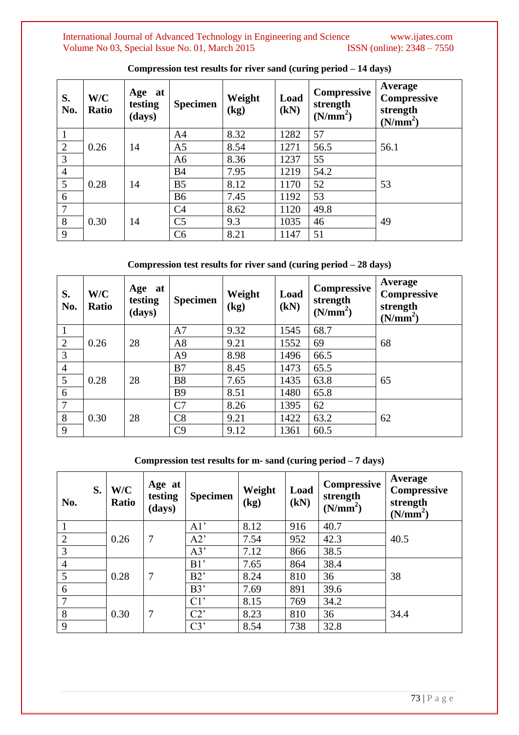**Compression test results for river sand (curing period – 14 days)**

| S. No. | W/C Ratio | Age at testing (days) | Specimen | Weight (kg) | Load (kN) | Compressive strength (N/mm$^2$) | Average Compressive strength (N/mm$^2$) |
|---|---|---|---|---|---|---|---|
| 1 | 0.26 | 14 | A4 | 8.32 | 1282 | 57 | 56.1 |
| 2 | | | A5 | 8.54 | 1271 | 56.5 | |
| 3 | | | A6 | 8.36 | 1237 | 55 | |
| 4 | 0.28 | 14 | B4 | 7.95 | 1219 | 54.2 | 53 |
| 5 | | | B5 | 8.12 | 1170 | 52 | |
| 6 | | | B6 | 7.45 | 1192 | 53 | |
| 7 | 0.30 | 14 | C4 | 8.62 | 1120 | 49.8 | 49 |
| 8 | | | C5 | 9.3 | 1035 | 46 | |
| 9 | | | C6 | 8.21 | 1147 | 51 | |

**Compression test results for river sand (curing period – 28 days)**

| S. No. | W/C Ratio | Age at testing (days) | Specimen | Weight (kg) | Load (kN) | Compressive strength (N/mm$^2$) | Average Compressive strength (N/mm$^2$) |
|---|---|---|---|---|---|---|---|
| 1 | 0.26 | 28 | A7 | 9.32 | 1545 | 68.7 | 68 |
| 2 | | | A8 | 9.21 | 1552 | 69 | |
| 3 | | | A9 | 8.98 | 1496 | 66.5 | |
| 4 | 0.28 | 28 | B7 | 8.45 | 1473 | 65.5 | 65 |
| 5 | | | B8 | 7.65 | 1435 | 63.8 | |
| 6 | | | B9 | 8.51 | 1480 | 65.8 | |
| 7 | 0.30 | 28 | C7 | 8.26 | 1395 | 62 | 62 |
| 8 | | | C8 | 9.21 | 1422 | 63.2 | |
| 9 | | | C9 | 9.12 | 1361 | 60.5 | |

**Compression test results for m- sand (curing period – 7 days)**

| S. No. | W/C Ratio | Age at testing (days) | Specimen | Weight (kg) | Load (kN) | Compressive strength (N/mm$^2$) | Average Compressive strength (N/mm$^2$) |
|---|---|---|---|---|---|---|---|
| 1 | 0.26 | 7 | A1’ | 8.12 | 916 | 40.7 | 40.5 |
| 2 | | | A2’ | 7.54 | 952 | 42.3 | |
| 3 | | | A3’ | 7.12 | 866 | 38.5 | |
| 4 | 0.28 | 7 | B1’ | 7.65 | 864 | 38.4 | 38 |
| 5 | | | B2’ | 8.24 | 810 | 36 | |
| 6 | | | B3’ | 7.69 | 891 | 39.6 | |
| 7 | 0.30 | 7 | C1’ | 8.15 | 769 | 34.2 | 34.4 |
| 8 | | | C2’ | 8.23 | 810 | 36 | |
| 9 | | | C3’ | 8.54 | 738 | 32.8 | |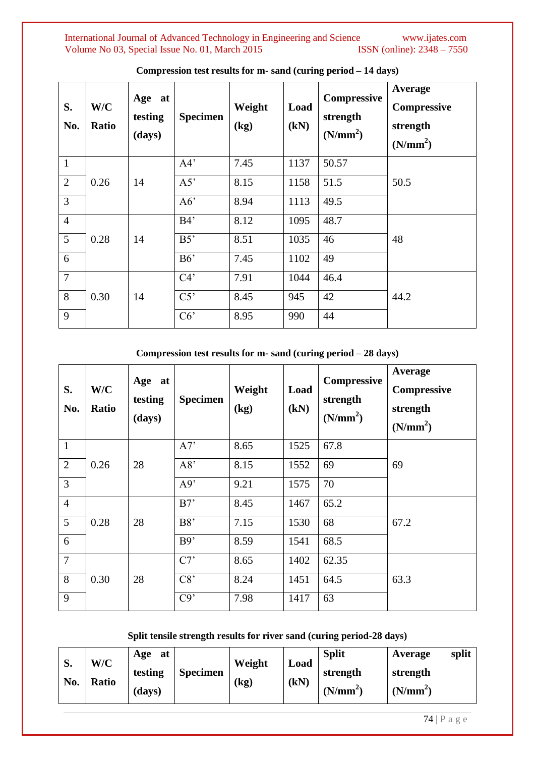**Compression test results for m- sand (curing period – 14 days)**

| S. No. | W/C Ratio | Age at testing (days) | Specimen | Weight (kg) | Load (kN) | Compressive strength ($N/mm^2$) | Average Compressive strength ($N/mm^2$) |
|---|---|---|---|---|---|---|---|
| 1 | 0.26 | 14 | A4’ | 7.45 | 1137 | 50.57 | 50.5 |
| 2 | | | A5’ | 8.15 | 1158 | 51.5 | |
| 3 | | | A6’ | 8.94 | 1113 | 49.5 | |
| 4 | 0.28 | 14 | B4’ | 8.12 | 1095 | 48.7 | 48 |
| 5 | | | B5’ | 8.51 | 1035 | 46 | |
| 6 | | | B6’ | 7.45 | 1102 | 49 | |
| 7 | 0.30 | 14 | C4’ | 7.91 | 1044 | 46.4 | 44.2 |
| 8 | | | C5’ | 8.45 | 945 | 42 | |
| 9 | | | C6’ | 8.95 | 990 | 44 | |

**Compression test results for m- sand (curing period – 28 days)**

| S. No. | W/C Ratio | Age at testing (days) | Specimen | Weight (kg) | Load (kN) | Compressive strength ($N/mm^2$) | Average Compressive strength ($N/mm^2$) |
|---|---|---|---|---|---|---|---|
| 1 | 0.26 | 28 | A7’ | 8.65 | 1525 | 67.8 | 69 |
| 2 | | | A8’ | 8.15 | 1552 | 69 | |
| 3 | | | A9’ | 9.21 | 1575 | 70 | |
| 4 | 0.28 | 28 | B7’ | 8.45 | 1467 | 65.2 | 67.2 |
| 5 | | | B8’ | 7.15 | 1530 | 68 | |
| 6 | | | B9’ | 8.59 | 1541 | 68.5 | |
| 7 | 0.30 | 28 | C7’ | 8.65 | 1402 | 62.35 | 63.3 |
| 8 | | | C8’ | 8.24 | 1451 | 64.5 | |
| 9 | | | C9’ | 7.98 | 1417 | 63 | |

**Split tensile strength results for river sand (curing period-28 days)**

| S. No. | W/C Ratio | Age at testing (days) | Specimen | Weight (kg) | Load (kN) | Split strength ($N/mm^2$) | Average split strength ($N/mm^2$) |
|---|---|---|---|---|---|---|---|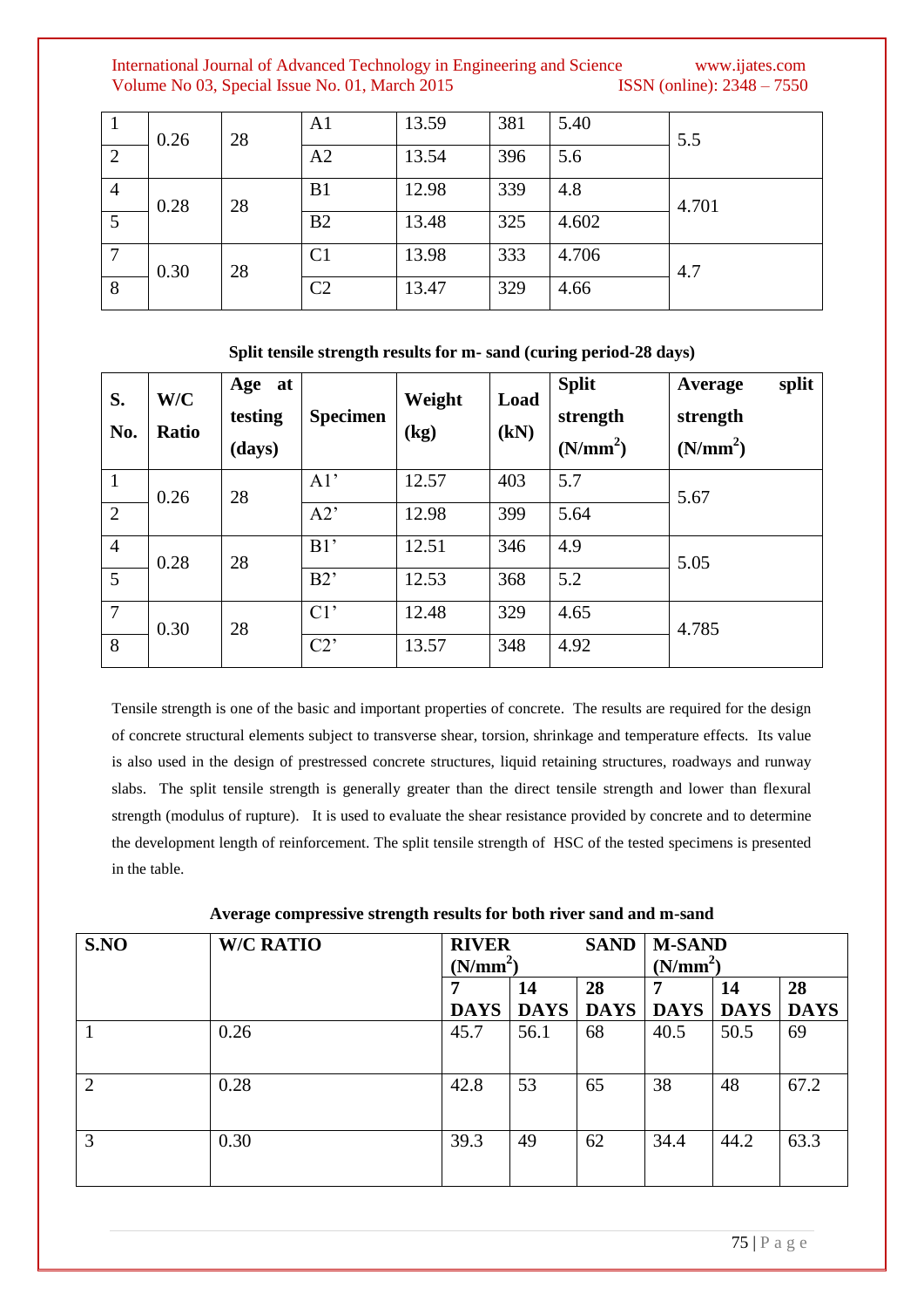| 1 | 0.26 | 28 | A1 | 13.59 | 381 | 5.40 | 5.5 |
|---|---|---|---|---|---|---|---|
| 2 | | | A2 | 13.54 | 396 | 5.6 | |
| 4 | 0.28 | 28 | B1 | 12.98 | 339 | 4.8 | 4.701 |
| 5 | | | B2 | 13.48 | 325 | 4.602 | |
| 7 | 0.30 | 28 | C1 | 13.98 | 333 | 4.706 | 4.7 |
| 8 | | | C2 | 13.47 | 329 | 4.66 | |

**Split tensile strength results for m- sand (curing period-28 days)**

| S. No. | W/C Ratio | Age at testing (days) | Specimen | Weight (kg) | Load (kN) | Split strength ($N/mm^2$) | Average split strength ($N/mm^2$) |
|---|---|---|---|---|---|---|---|
| 1 | 0.26 | 28 | A1' | 12.57 | 403 | 5.7 | 5.67 |
| 2 | | | A2' | 12.98 | 399 | 5.64 | |
| 4 | 0.28 | 28 | B1' | 12.51 | 346 | 4.9 | 5.05 |
| 5 | | | B2' | 12.53 | 368 | 5.2 | |
| 7 | 0.30 | 28 | C1' | 12.48 | 329 | 4.65 | 4.785 |
| 8 | | | C2' | 13.57 | 348 | 4.92 | |

Tensile strength is one of the basic and important properties of concrete. The results are required for the design of concrete structural elements subject to transverse shear, torsion, shrinkage and temperature effects. Its value is also used in the design of prestressed concrete structures, liquid retaining structures, roadways and runway slabs. The split tensile strength is generally greater than the direct tensile strength and lower than flexural strength (modulus of rupture). It is used to evaluate the shear resistance provided by concrete and to determine the development length of reinforcement. The split tensile strength of HSC of the tested specimens is presented in the table.

**Average compressive strength results for both river sand and m-sand**

| S.NO | W/C RATIO | RIVER SAND ($N/mm^2$) | | | M-SAND ($N/mm^2$) | | |
|---|---|---|---|---|---|---|---|
| | | 7 DAYS | 14 DAYS | 28 DAYS | 7 DAYS | 14 DAYS | 28 DAYS |
| 1 | 0.26 | 45.7 | 56.1 | 68 | 40.5 | 50.5 | 69 |
| 2 | 0.28 | 42.8 | 53 | 65 | 38 | 48 | 67.2 |
| 3 | 0.30 | 39.3 | 49 | 62 | 34.4 | 44.2 | 63.3 |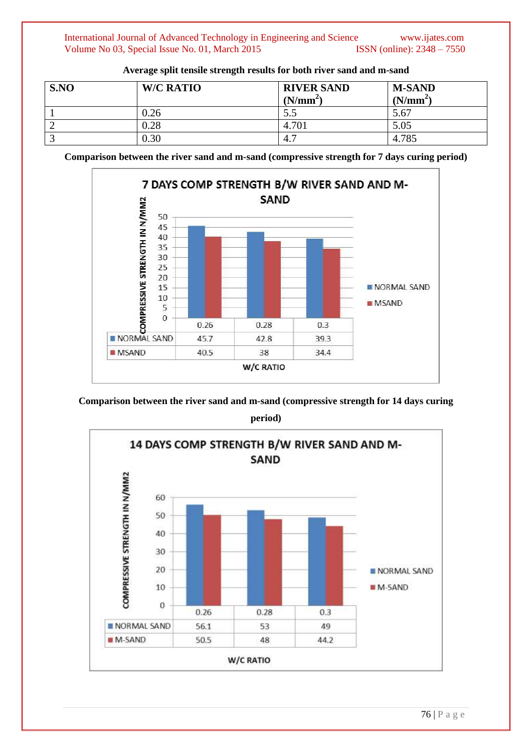**Average split tensile strength results for both river sand and m-sand**

| S.NO | W/C RATIO | RIVER SAND ($N/mm^2$) | M-SAND ($N/mm^2$) |
|---|---|---|---|
| 1 | 0.26 | 5.5 | 5.67 |
| 2 | 0.28 | 4.701 | 5.05 |
| 3 | 0.30 | 4.7 | 4.785 |

**Comparison between the river sand and m-sand (compressive strength for 7 days curing period)**

7 DAYS COMP STRENGTH B/W RIVER SAND AND M-SAND

| W/C RATIO | 0.26 | 0.28 | 0.3 |
|---|---|---|---|
| NORMAL SAND | 45.7 | 42.8 | 39.3 |
| MSAND | 40.5 | 38 | 34.4 |

**Comparison between the river sand and m-sand (compressive strength for 14 days curing period)**

14 DAYS COMP STRENGTH B/W RIVER SAND AND M-SAND

| W/C RATIO | 0.26 | 0.28 | 0.3 |
|---|---|---|---|
| NORMAL SAND | 56.1 | 53 | 49 |
| M-SAND | 50.5 | 48 | 44.2 |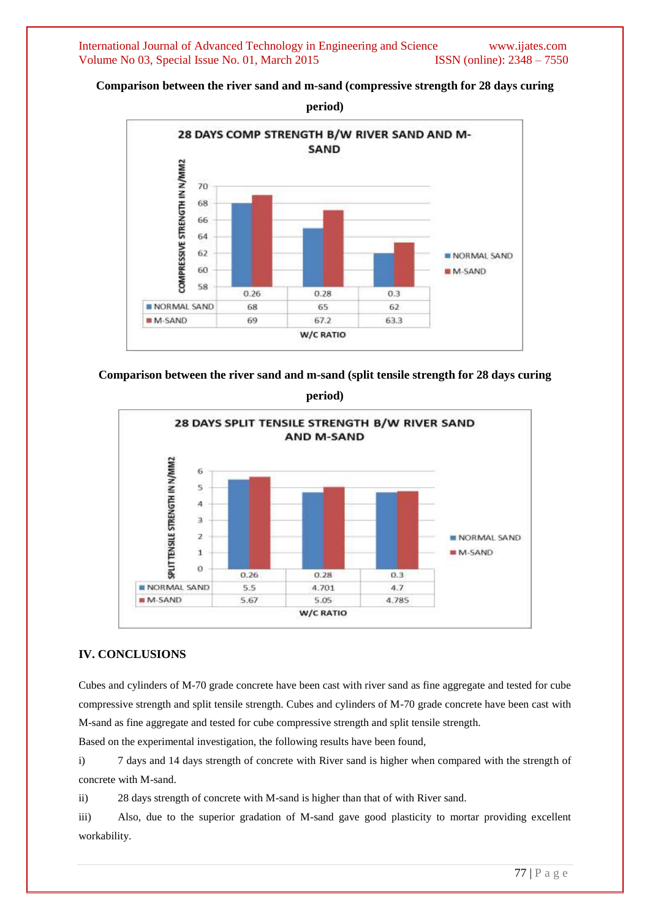**Comparison between the river sand and m-sand (compressive strength for 28 days curing period)**

28 DAYS COMP STRENGTH B/W RIVER SAND AND M-SAND

| W/C RATIO | 0.26 | 0.28 | 0.3 |
|---|---|---|---|
| NORMAL SAND | 68 | 65 | 62 |
| M-SAND | 69 | 67.2 | 63.3 |

**Comparison between the river sand and m-sand (split tensile strength for 28 days curing period)**

28 DAYS SPLIT TENSILE STRENGTH B/W RIVER SAND AND M-SAND

| W/C RATIO | 0.26 | 0.28 | 0.3 |
|---|---|---|---|
| NORMAL SAND | 5.5 | 4.701 | 4.7 |
| M-SAND | 5.67 | 5.05 | 4.785 |

## IV. CONCLUSIONS

Cubes and cylinders of M-70 grade concrete have been cast with river sand as fine aggregate and tested for cube compressive strength and split tensile strength. Cubes and cylinders of M-70 grade concrete have been cast with M-sand as fine aggregate and tested for cube compressive strength and split tensile strength.

Based on the experimental investigation, the following results have been found,

i) 7 days and 14 days strength of concrete with River sand is higher when compared with the strength of concrete with M-sand.

ii) 28 days strength of concrete with M-sand is higher than that of with River sand.

iii) Also, due to the superior gradation of M-sand gave good plasticity to mortar providing excellent workability.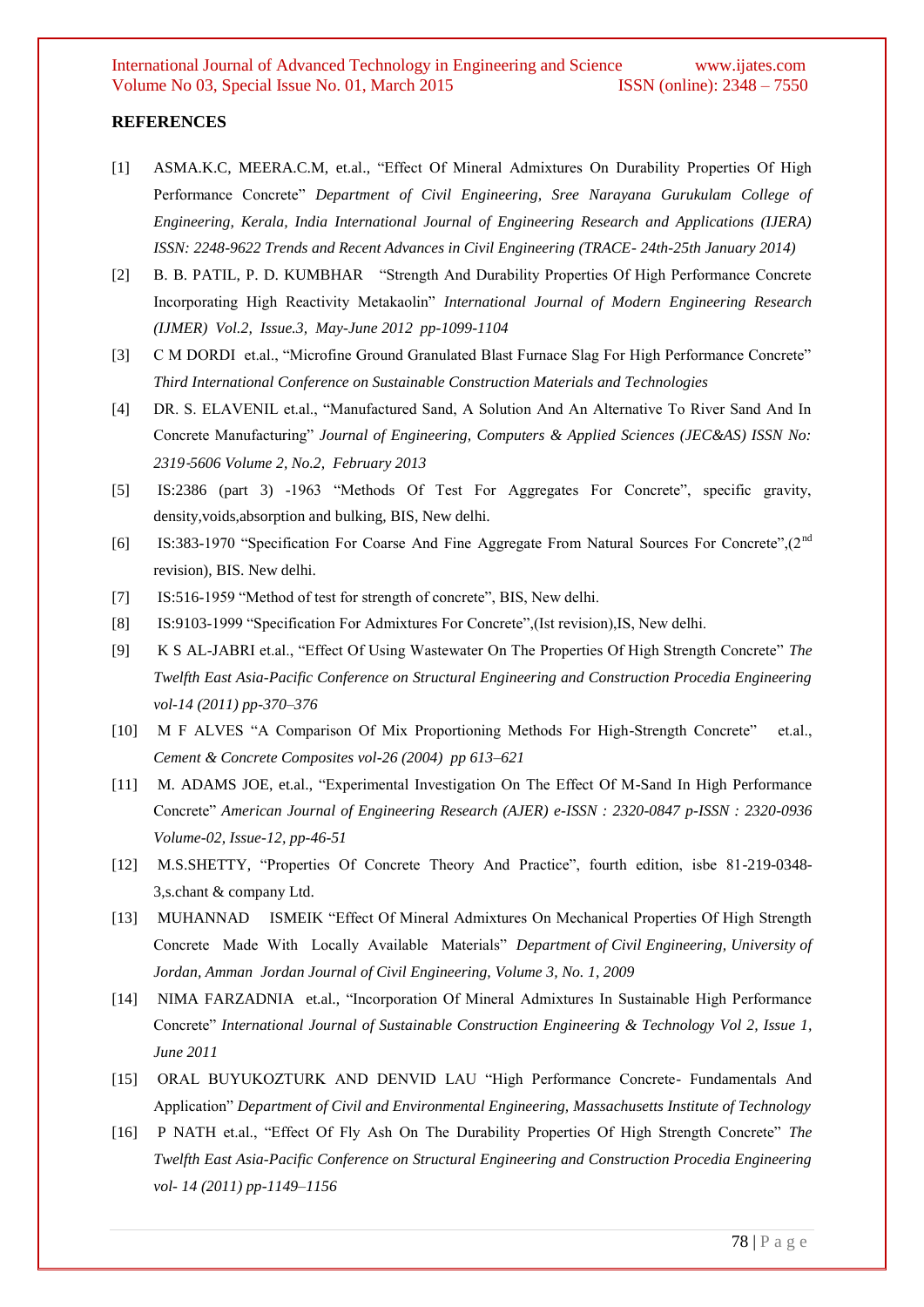## REFERENCES

[1] ASMA.K.C, MEERA.C.M, et.al., "Effect Of Mineral Admixtures On Durability Properties Of High Performance Concrete" *Department of Civil Engineering, Sree Narayana Gurukulam College of Engineering, Kerala, India International Journal of Engineering Research and Applications (IJERA) ISSN: 2248-9622 Trends and Recent Advances in Civil Engineering (TRACE- 24th-25th January 2014)*

[2] B. B. PATIL, P. D. KUMBHAR "Strength And Durability Properties Of High Performance Concrete Incorporating High Reactivity Metakaolin" *International Journal of Modern Engineering Research (IJMER) Vol.2, Issue.3, May-June 2012 pp-1099-1104*

[3] C M DORDI et.al., "Microfine Ground Granulated Blast Furnace Slag For High Performance Concrete" *Third International Conference on Sustainable Construction Materials and Technologies*

[4] DR. S. ELAVENIL et.al., "Manufactured Sand, A Solution And An Alternative To River Sand And In Concrete Manufacturing" *Journal of Engineering, Computers & Applied Sciences (JEC&AS) ISSN No: 2319-5606 Volume 2, No.2, February 2013*

[5] IS:2386 (part 3) -1963 "Methods Of Test For Aggregates For Concrete", specific gravity, density,voids,absorption and bulking, BIS, New delhi.

[6] IS:383-1970 "Specification For Coarse And Fine Aggregate From Natural Sources For Concrete",(2nd revision), BIS. New delhi.

[7] IS:516-1959 "Method of test for strength of concrete", BIS, New delhi.

[8] IS:9103-1999 "Specification For Admixtures For Concrete",(Ist revision),IS, New delhi.

[9] K S AL-JABRI et.al., "Effect Of Using Wastewater On The Properties Of High Strength Concrete" *The Twelfth East Asia-Pacific Conference on Structural Engineering and Construction Procedia Engineering vol-14 (2011) pp-370–376*

[10] M F ALVES "A Comparison Of Mix Proportioning Methods For High-Strength Concrete" et.al., *Cement & Concrete Composites vol-26 (2004) pp 613–621*

[11] M. ADAMS JOE, et.al., "Experimental Investigation On The Effect Of M-Sand In High Performance Concrete" *American Journal of Engineering Research (AJER) e-ISSN : 2320-0847 p-ISSN : 2320-0936 Volume-02, Issue-12, pp-46-51*

[12] M.S.SHETTY, "Properties Of Concrete Theory And Practice", fourth edition, isbe 81-219-0348-3,s.chant & company Ltd.

[13] MUHANNAD ISMEIK "Effect Of Mineral Admixtures On Mechanical Properties Of High Strength Concrete Made With Locally Available Materials" *Department of Civil Engineering, University of Jordan, Amman Jordan Journal of Civil Engineering, Volume 3, No. 1, 2009*

[14] NIMA FARZADNIA et.al., "Incorporation Of Mineral Admixtures In Sustainable High Performance Concrete" *International Journal of Sustainable Construction Engineering & Technology Vol 2, Issue 1, June 2011*

[15] ORAL BUYUKOZTURK AND DENVID LAU "High Performance Concrete- Fundamentals And Application" *Department of Civil and Environmental Engineering, Massachusetts Institute of Technology*

[16] P NATH et.al., "Effect Of Fly Ash On The Durability Properties Of High Strength Concrete" *The Twelfth East Asia-Pacific Conference on Structural Engineering and Construction Procedia Engineering vol- 14 (2011) pp-1149–1156*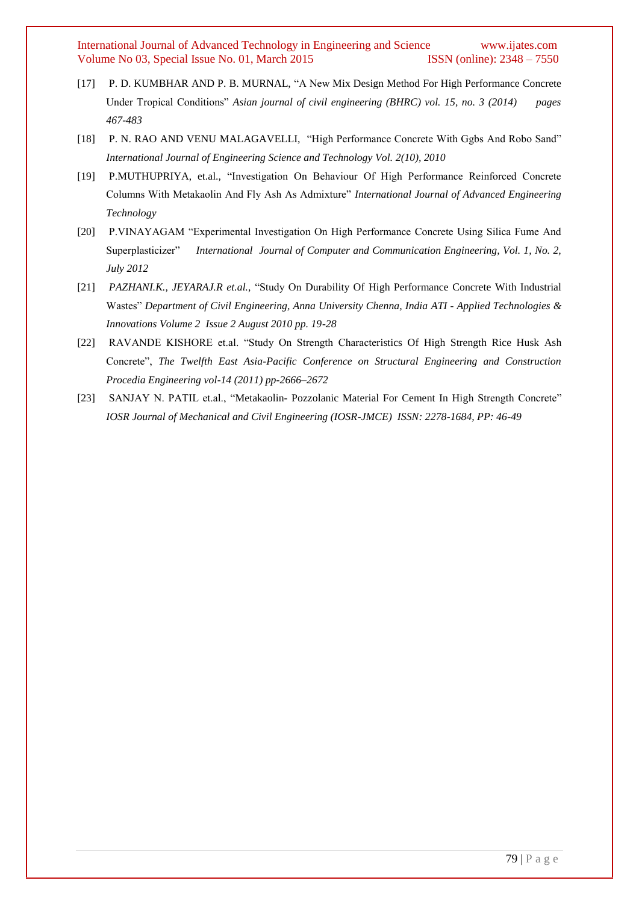[17] P. D. KUMBHAR AND P. B. MURNAL, "A New Mix Design Method For High Performance Concrete Under Tropical Conditions" *Asian journal of civil engineering (BHRC) vol. 15, no. 3 (2014) pages 467-483*

[18] P. N. RAO AND VENU MALAGAVELLI, "High Performance Concrete With Ggbs And Robo Sand" *International Journal of Engineering Science and Technology Vol. 2(10), 2010*

[19] P.MUTHUPRIYA, et.al., "Investigation On Behaviour Of High Performance Reinforced Concrete Columns With Metakaolin And Fly Ash As Admixture" *International Journal of Advanced Engineering Technology*

[20] P.VINAYAGAM "Experimental Investigation On High Performance Concrete Using Silica Fume And Superplasticizer" *International Journal of Computer and Communication Engineering, Vol. 1, No. 2, July 2012*

[21] *PAZHANI.K., JEYARAJ.R et.al.,* "Study On Durability Of High Performance Concrete With Industrial Wastes" *Department of Civil Engineering, Anna University Chenna, India ATI - Applied Technologies & Innovations Volume 2 Issue 2 August 2010 pp. 19-28*

[22] RAVANDE KISHORE et.al. "Study On Strength Characteristics Of High Strength Rice Husk Ash Concrete", *The Twelfth East Asia-Pacific Conference on Structural Engineering and Construction Procedia Engineering vol-14 (2011) pp-2666–2672*

[23] SANJAY N. PATIL et.al., "Metakaolin- Pozzolanic Material For Cement In High Strength Concrete" *IOSR Journal of Mechanical and Civil Engineering (IOSR-JMCE) ISSN: 2278-1684, PP: 46-49*